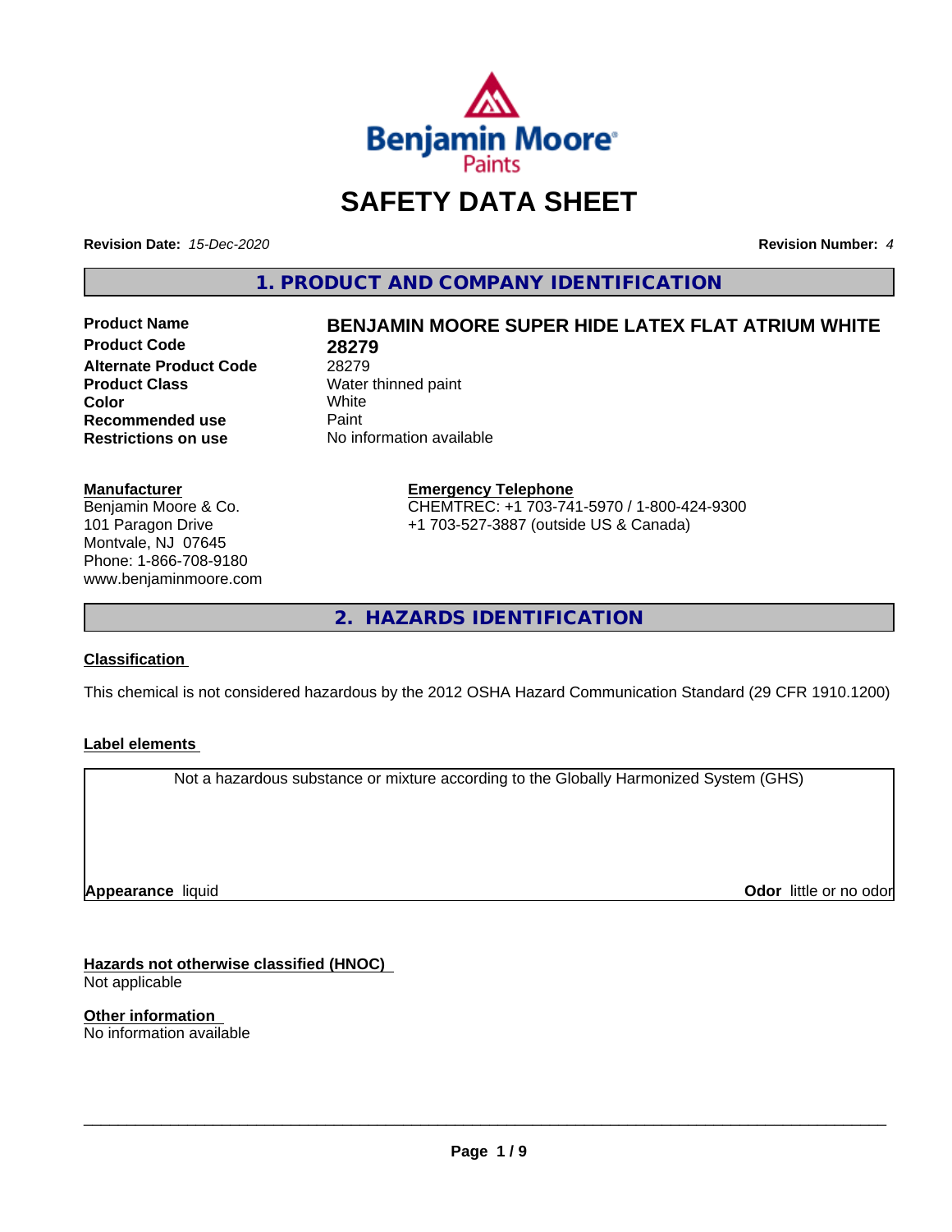# SAFETY DATA SHEET

**Revision Date:** *15-Dec-2020*

**Revision Number:** *4*

## 1. PRODUCT AND COMPANY IDENTIFICATION

| | |
|---|---|
| **Product Name** | **BENJAMIN MOORE SUPER HIDE LATEX FLAT ATRIUM WHITE** |
| **Product Code** | **28279** |
| **Alternate Product Code** | 28279 |
| **Product Class** | Water thinned paint |
| **Color** | White |
| **Recommended use** | Paint |
| **Restrictions on use** | No information available |

**Manufacturer**
Benjamin Moore & Co.
101 Paragon Drive
Montvale, NJ 07645
Phone: 1-866-708-9180
www.benjaminmoore.com

**Emergency Telephone**
CHEMTREC: +1 703-741-5970 / 1-800-424-9300
+1 703-527-3887 (outside US & Canada)

## 2. HAZARDS IDENTIFICATION

**Classification**

This chemical is not considered hazardous by the 2012 OSHA Hazard Communication Standard (29 CFR 1910.1200)

**Label elements**

Not a hazardous substance or mixture according to the Globally Harmonized System (GHS)

**Appearance** liquid

**Odor** little or no odor

**Hazards not otherwise classified (HNOC)**
Not applicable

**Other information**
No information available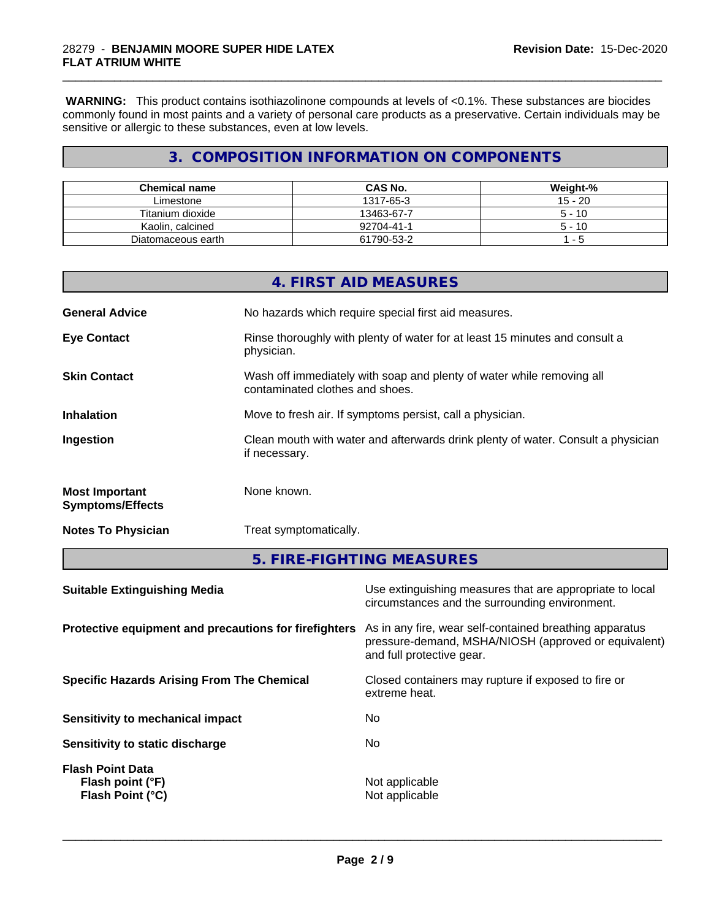**WARNING:** This product contains isothiazolinone compounds at levels of <0.1%. These substances are biocides commonly found in most paints and a variety of personal care products as a preservative. Certain individuals may be sensitive or allergic to these substances, even at low levels.

## 3. COMPOSITION INFORMATION ON COMPONENTS

| Chemical name | CAS No. | Weight-% |
|---|---|---|
| Limestone | 1317-65-3 | 15 - 20 |
| Titanium dioxide | 13463-67-7 | 5 - 10 |
| Kaolin, calcined | 92704-41-1 | 5 - 10 |
| Diatomaceous earth | 61790-53-2 | 1 - 5 |

## 4. FIRST AID MEASURES

**General Advice**: No hazards which require special first aid measures.

**Eye Contact**: Rinse thoroughly with plenty of water for at least 15 minutes and consult a physician.

**Skin Contact**: Wash off immediately with soap and plenty of water while removing all contaminated clothes and shoes.

**Inhalation**: Move to fresh air. If symptoms persist, call a physician.

**Ingestion**: Clean mouth with water and afterwards drink plenty of water. Consult a physician if necessary.

**Most Important Symptoms/Effects**: None known.

**Notes To Physician**: Treat symptomatically.

## 5. FIRE-FIGHTING MEASURES

**Suitable Extinguishing Media**: Use extinguishing measures that are appropriate to local circumstances and the surrounding environment.

**Protective equipment and precautions for firefighters**: As in any fire, wear self-contained breathing apparatus pressure-demand, MSHA/NIOSH (approved or equivalent) and full protective gear.

**Specific Hazards Arising From The Chemical**: Closed containers may rupture if exposed to fire or extreme heat.

**Sensitivity to mechanical impact**: No

**Sensitivity to static discharge**: No

**Flash Point Data**
- **Flash point (°F)**: Not applicable
- **Flash Point (°C)**: Not applicable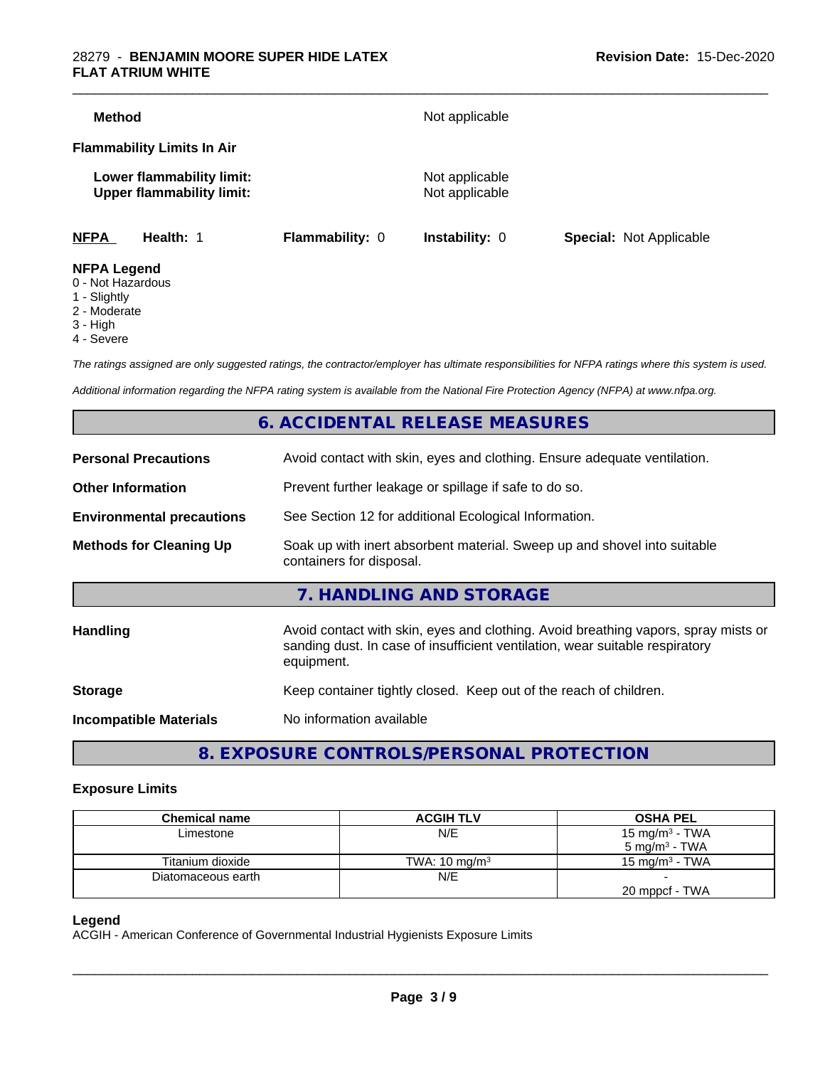| | |
|---|---|
| **Method** | Not applicable |

**Flammability Limits In Air**

| | |
|---|---|
| **Lower flammability limit:** | Not applicable |
| **Upper flammability limit:** | Not applicable |

| **NFPA** | **Health:** 1 | **Flammability:** 0 | **Instability:** 0 | **Special:** Not Applicable |
|---|---|---|---|---|

**NFPA Legend**
0 - Not Hazardous
1 - Slightly
2 - Moderate
3 - High
4 - Severe

*The ratings assigned are only suggested ratings, the contractor/employer has ultimate responsibilities for NFPA ratings where this system is used.*

*Additional information regarding the NFPA rating system is available from the National Fire Protection Agency (NFPA) at www.nfpa.org.*

## 6. ACCIDENTAL RELEASE MEASURES

| | |
|---|---|
| **Personal Precautions** | Avoid contact with skin, eyes and clothing. Ensure adequate ventilation. |
| **Other Information** | Prevent further leakage or spillage if safe to do so. |
| **Environmental precautions** | See Section 12 for additional Ecological Information. |
| **Methods for Cleaning Up** | Soak up with inert absorbent material. Sweep up and shovel into suitable containers for disposal. |

## 7. HANDLING AND STORAGE

| | |
|---|---|
| **Handling** | Avoid contact with skin, eyes and clothing. Avoid breathing vapors, spray mists or sanding dust. In case of insufficient ventilation, wear suitable respiratory equipment. |
| **Storage** | Keep container tightly closed. Keep out of the reach of children. |
| **Incompatible Materials** | No information available |

## 8. EXPOSURE CONTROLS/PERSONAL PROTECTION

### Exposure Limits

| Chemical name | ACGIH TLV | OSHA PEL |
|---|---|---|
| Limestone | N/E | 15 mg/m³ - TWA<br>5 mg/m³ - TWA |
| Titanium dioxide | TWA: 10 mg/m³ | 15 mg/m³ - TWA |
| Diatomaceous earth | N/E | -<br>20 mppcf - TWA |

**Legend**
ACGIH - American Conference of Governmental Industrial Hygienists Exposure Limits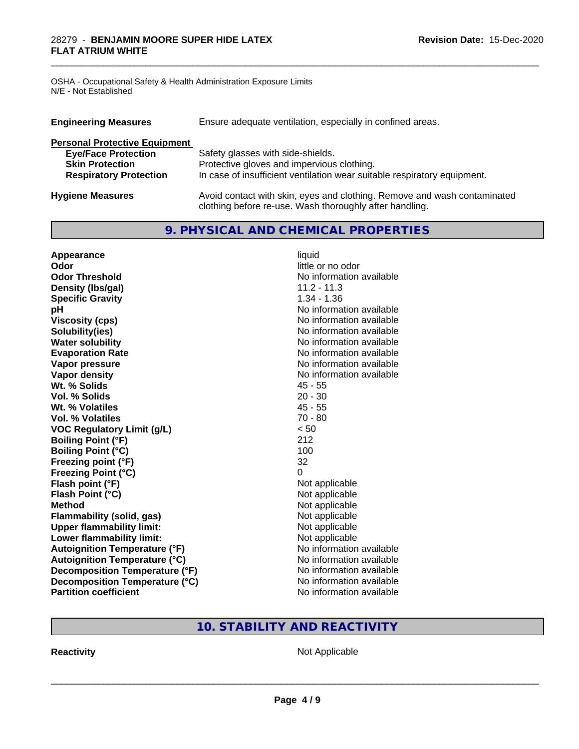OSHA - Occupational Safety & Health Administration Exposure Limits
N/E - Not Established

| | |
|---|---|
| **Engineering Measures** | Ensure adequate ventilation, especially in confined areas. |

**Personal Protective Equipment**

| | |
|---|---|
| **Eye/Face Protection** | Safety glasses with side-shields. |
| **Skin Protection** | Protective gloves and impervious clothing. |
| **Respiratory Protection** | In case of insufficient ventilation wear suitable respiratory equipment. |

| | |
|---|---|
| **Hygiene Measures** | Avoid contact with skin, eyes and clothing. Remove and wash contaminated clothing before re-use. Wash thoroughly after handling. |

## 9. PHYSICAL AND CHEMICAL PROPERTIES

| | |
|---|---|
| **Appearance** | liquid |
| **Odor** | little or no odor |
| **Odor Threshold** | No information available |
| **Density (lbs/gal)** | 11.2 - 11.3 |
| **Specific Gravity** | 1.34 - 1.36 |
| **pH** | No information available |
| **Viscosity (cps)** | No information available |
| **Solubility(ies)** | No information available |
| **Water solubility** | No information available |
| **Evaporation Rate** | No information available |
| **Vapor pressure** | No information available |
| **Vapor density** | No information available |
| **Wt. % Solids** | 45 - 55 |
| **Vol. % Solids** | 20 - 30 |
| **Wt. % Volatiles** | 45 - 55 |
| **Vol. % Volatiles** | 70 - 80 |
| **VOC Regulatory Limit (g/L)** | < 50 |
| **Boiling Point (°F)** | 212 |
| **Boiling Point (°C)** | 100 |
| **Freezing point (°F)** | 32 |
| **Freezing Point (°C)** | 0 |
| **Flash point (°F)** | Not applicable |
| **Flash Point (°C)** | Not applicable |
| **Method** | Not applicable |
| **Flammability (solid, gas)** | Not applicable |
| **Upper flammability limit:** | Not applicable |
| **Lower flammability limit:** | Not applicable |
| **Autoignition Temperature (°F)** | No information available |
| **Autoignition Temperature (°C)** | No information available |
| **Decomposition Temperature (°F)** | No information available |
| **Decomposition Temperature (°C)** | No information available |
| **Partition coefficient** | No information available |

## 10. STABILITY AND REACTIVITY

| | |
|---|---|
| **Reactivity** | Not Applicable |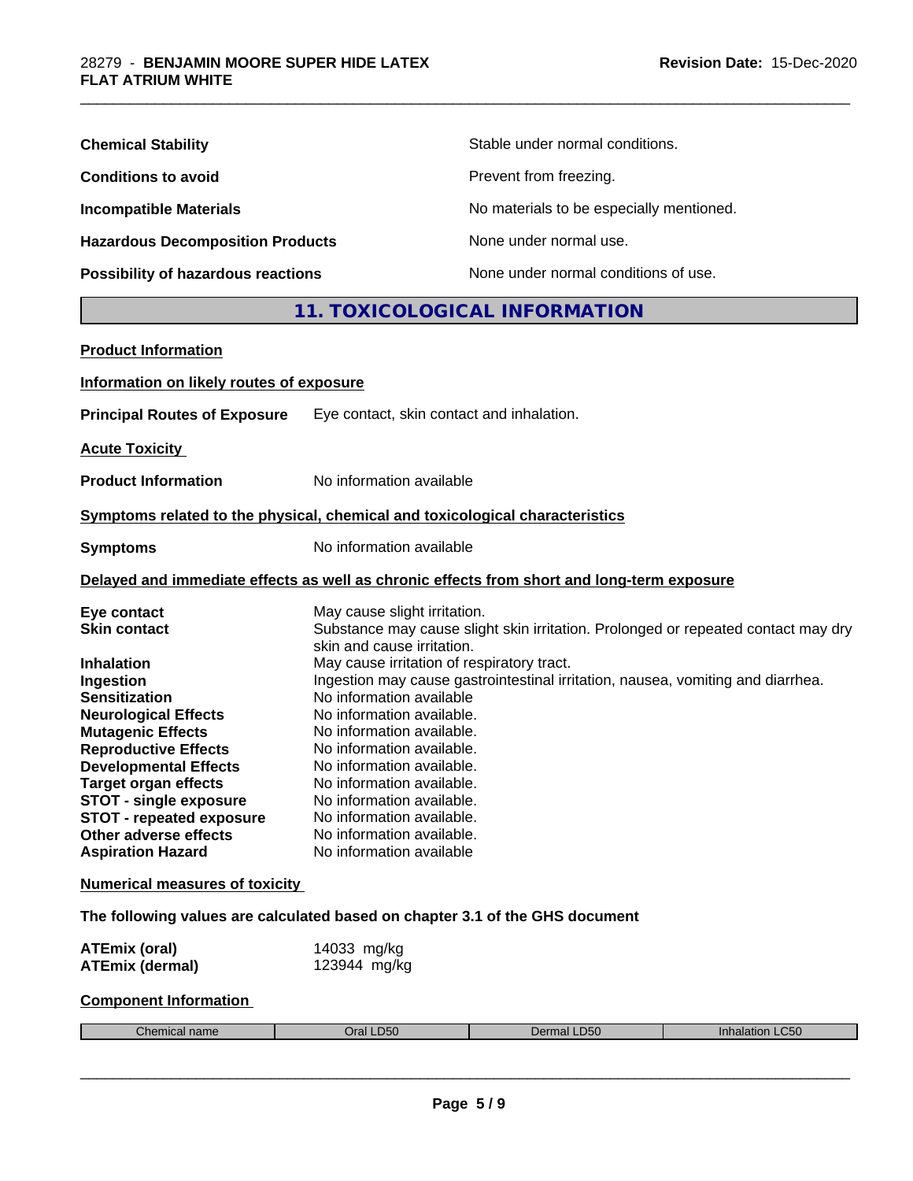| | |
|---|---|
| **Chemical Stability** | Stable under normal conditions. |
| **Conditions to avoid** | Prevent from freezing. |
| **Incompatible Materials** | No materials to be especially mentioned. |
| **Hazardous Decomposition Products** | None under normal use. |
| **Possibility of hazardous reactions** | None under normal conditions of use. |

## 11. TOXICOLOGICAL INFORMATION

**Product Information**

**Information on likely routes of exposure**

**Principal Routes of Exposure** Eye contact, skin contact and inhalation.

**Acute Toxicity**

**Product Information** No information available

**Symptoms related to the physical, chemical and toxicological characteristics**

**Symptoms** No information available

**Delayed and immediate effects as well as chronic effects from short and long-term exposure**

| | |
|---|---|
| **Eye contact** | May cause slight irritation. |
| **Skin contact** | Substance may cause slight skin irritation. Prolonged or repeated contact may dry skin and cause irritation. |
| **Inhalation** | May cause irritation of respiratory tract. |
| **Ingestion** | Ingestion may cause gastrointestinal irritation, nausea, vomiting and diarrhea. |
| **Sensitization** | No information available |
| **Neurological Effects** | No information available. |
| **Mutagenic Effects** | No information available. |
| **Reproductive Effects** | No information available. |
| **Developmental Effects** | No information available. |
| **Target organ effects** | No information available. |
| **STOT - single exposure** | No information available. |
| **STOT - repeated exposure** | No information available. |
| **Other adverse effects** | No information available. |
| **Aspiration Hazard** | No information available |

**Numerical measures of toxicity**

**The following values are calculated based on chapter 3.1 of the GHS document**

| | |
|---|---|
| **ATEmix (oral)** | 14033 mg/kg |
| **ATEmix (dermal)** | 123944 mg/kg |

**Component Information**

| Chemical name | Oral LD50 | Dermal LD50 | Inhalation LC50 |
|---|---|---|---|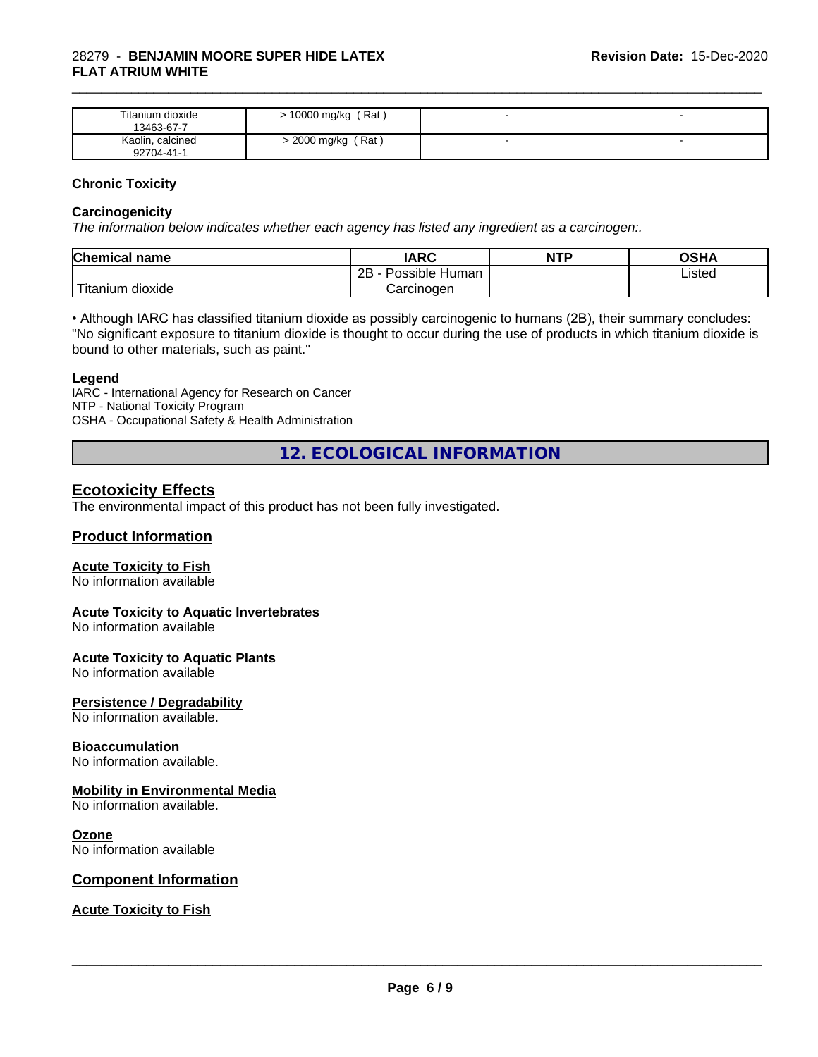| | | | |
|---|---|---|---|
| Titanium dioxide 13463-67-7 | > 10000 mg/kg ( Rat ) | - | - |
| Kaolin, calcined 92704-41-1 | > 2000 mg/kg ( Rat ) | - | - |

**Chronic Toxicity**

**Carcinogenicity**

*The information below indicates whether each agency has listed any ingredient as a carcinogen:.*

| Chemical name | IARC | NTP | OSHA |
|---|---|---|---|
| Titanium dioxide | 2B - Possible Human Carcinogen | | Listed |

• Although IARC has classified titanium dioxide as possibly carcinogenic to humans (2B), their summary concludes: "No significant exposure to titanium dioxide is thought to occur during the use of products in which titanium dioxide is bound to other materials, such as paint."

**Legend**

IARC - International Agency for Research on Cancer
NTP - National Toxicity Program
OSHA - Occupational Safety & Health Administration

## 12. ECOLOGICAL INFORMATION

### Ecotoxicity Effects

The environmental impact of this product has not been fully investigated.

### Product Information

**Acute Toxicity to Fish**
No information available

**Acute Toxicity to Aquatic Invertebrates**
No information available

**Acute Toxicity to Aquatic Plants**
No information available

**Persistence / Degradability**
No information available.

**Bioaccumulation**
No information available.

**Mobility in Environmental Media**
No information available.

**Ozone**
No information available

### Component Information

**Acute Toxicity to Fish**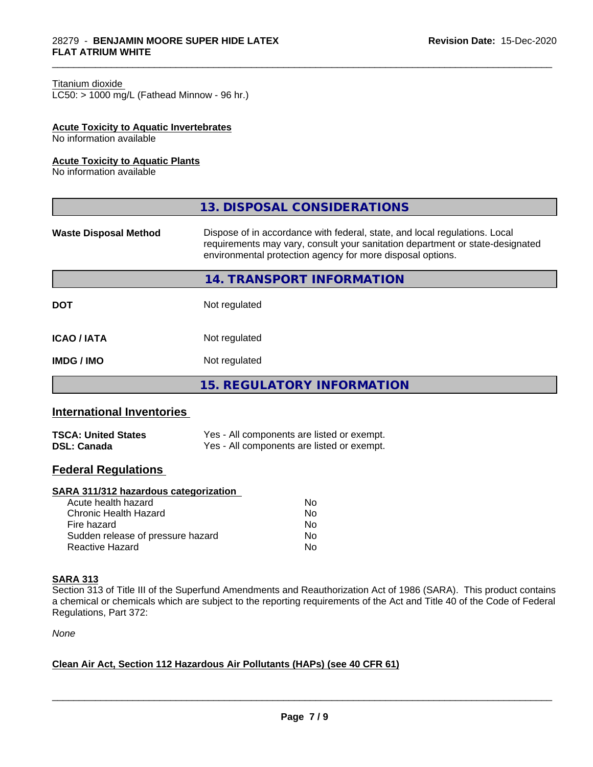Titanium dioxide
LC50: > 1000 mg/L (Fathead Minnow - 96 hr.)

**Acute Toxicity to Aquatic Invertebrates**
No information available

**Acute Toxicity to Aquatic Plants**
No information available

## 13. DISPOSAL CONSIDERATIONS

| | |
|---|---|
| **Waste Disposal Method** | Dispose of in accordance with federal, state, and local regulations. Local requirements may vary, consult your sanitation department or state-designated environmental protection agency for more disposal options. |

## 14. TRANSPORT INFORMATION

| | |
|---|---|
| **DOT** | Not regulated |
| **ICAO / IATA** | Not regulated |
| **IMDG / IMO** | Not regulated |

## 15. REGULATORY INFORMATION

### International Inventories

| | |
|---|---|
| **TSCA: United States** | Yes - All components are listed or exempt. |
| **DSL: Canada** | Yes - All components are listed or exempt. |

### Federal Regulations

**SARA 311/312 hazardous categorization**

| | |
|---|---|
| Acute health hazard | No |
| Chronic Health Hazard | No |
| Fire hazard | No |
| Sudden release of pressure hazard | No |
| Reactive Hazard | No |

**SARA 313**
Section 313 of Title III of the Superfund Amendments and Reauthorization Act of 1986 (SARA). This product contains a chemical or chemicals which are subject to the reporting requirements of the Act and Title 40 of the Code of Federal Regulations, Part 372:

*None*

**Clean Air Act, Section 112 Hazardous Air Pollutants (HAPs) (see 40 CFR 61)**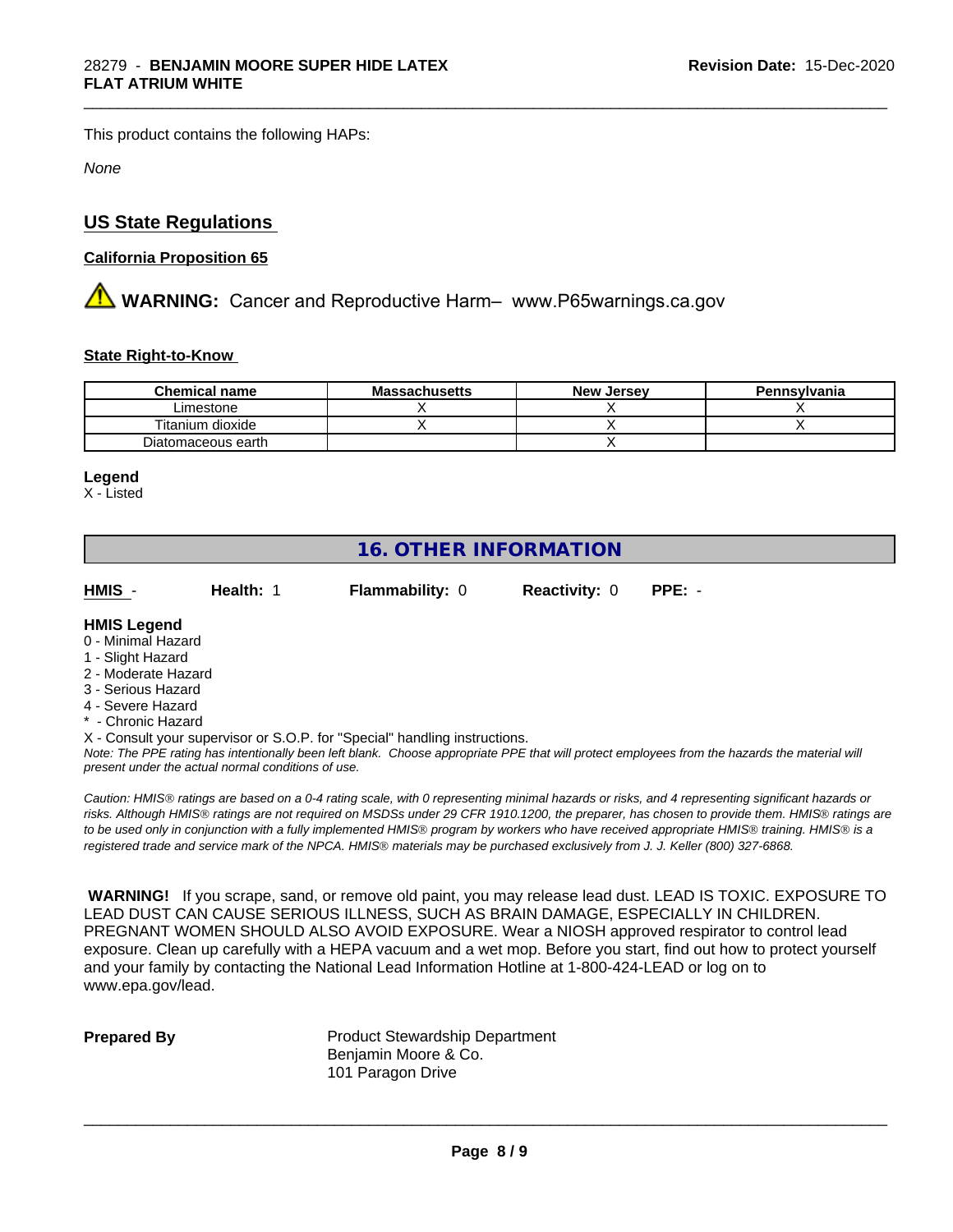This product contains the following HAPs:

*None*

## US State Regulations

### California Proposition 65

⚠ **WARNING:** Cancer and Reproductive Harm– www.P65warnings.ca.gov

### State Right-to-Know

| Chemical name | Massachusetts | New Jersey | Pennsylvania |
|---|---|---|---|
| Limestone | X | X | X |
| Titanium dioxide | X | X | X |
| Diatomaceous earth | | X | |

**Legend**

X - Listed

## 16. OTHER INFORMATION

| HMIS - | Health: 1 | Flammability: 0 | Reactivity: 0 | PPE: - |
|---|---|---|---|---|

**HMIS Legend**

0 - Minimal Hazard
1 - Slight Hazard
2 - Moderate Hazard
3 - Serious Hazard
4 - Severe Hazard
* - Chronic Hazard
X - Consult your supervisor or S.O.P. for "Special" handling instructions.

*Note: The PPE rating has intentionally been left blank. Choose appropriate PPE that will protect employees from the hazards the material will present under the actual normal conditions of use.*

*Caution: HMIS® ratings are based on a 0-4 rating scale, with 0 representing minimal hazards or risks, and 4 representing significant hazards or risks. Although HMIS® ratings are not required on MSDSs under 29 CFR 1910.1200, the preparer, has chosen to provide them. HMIS® ratings are to be used only in conjunction with a fully implemented HMIS® program by workers who have received appropriate HMIS® training. HMIS® is a registered trade and service mark of the NPCA. HMIS® materials may be purchased exclusively from J. J. Keller (800) 327-6868.*

**WARNING!** If you scrape, sand, or remove old paint, you may release lead dust. LEAD IS TOXIC. EXPOSURE TO LEAD DUST CAN CAUSE SERIOUS ILLNESS, SUCH AS BRAIN DAMAGE, ESPECIALLY IN CHILDREN. PREGNANT WOMEN SHOULD ALSO AVOID EXPOSURE. Wear a NIOSH approved respirator to control lead exposure. Clean up carefully with a HEPA vacuum and a wet mop. Before you start, find out how to protect yourself and your family by contacting the National Lead Information Hotline at 1-800-424-LEAD or log on to www.epa.gov/lead.

**Prepared By**

Product Stewardship Department
Benjamin Moore & Co.
101 Paragon Drive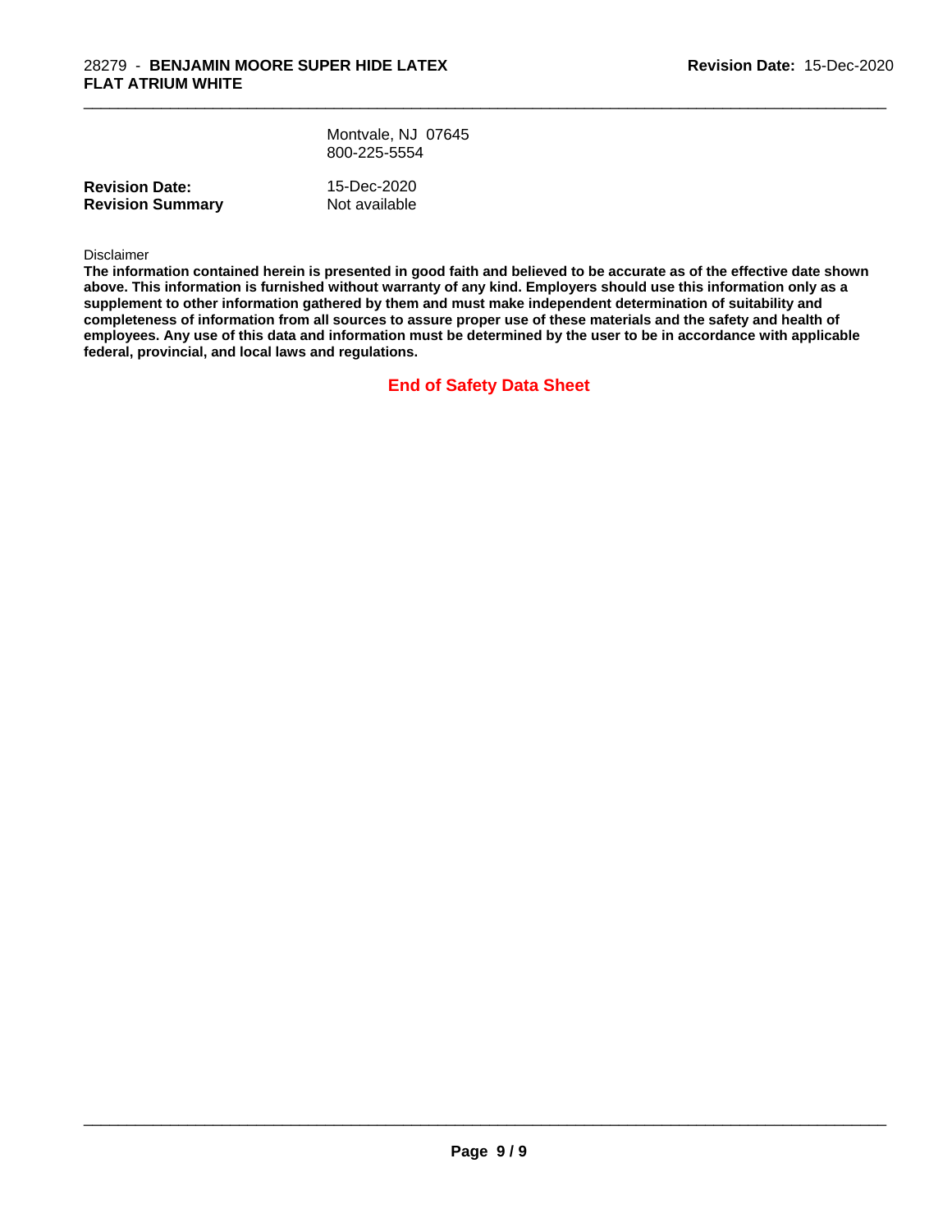Montvale, NJ 07645
800-225-5554

| | |
|---|---|
| **Revision Date:** | 15-Dec-2020 |
| **Revision Summary** | Not available |

Disclaimer

**The information contained herein is presented in good faith and believed to be accurate as of the effective date shown above. This information is furnished without warranty of any kind. Employers should use this information only as a supplement to other information gathered by them and must make independent determination of suitability and completeness of information from all sources to assure proper use of these materials and the safety and health of employees. Any use of this data and information must be determined by the user to be in accordance with applicable federal, provincial, and local laws and regulations.**

**End of Safety Data Sheet**